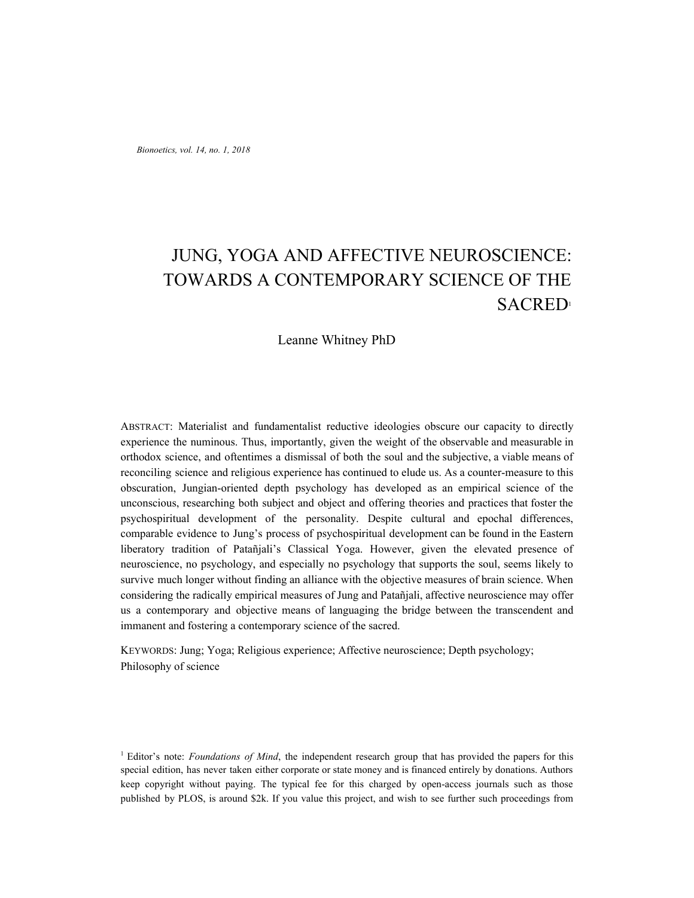*Bionoetics, vol. 14, no. 1, 2018*

# JUNG, YOGA AND AFFECTIVE NEUROSCIENCE: TOWARDS A CONTEMPORARY SCIENCE OF THE SACRED[1]

Leanne Whitney PhD

ABSTRACT: Materialist and fundamentalist reductive ideologies obscure our capacity to directly experience the numinous. Thus, importantly, given the weight of the observable and measurable in orthodox science, and oftentimes a dismissal of both the soul and the subjective, a viable means of reconciling science and religious experience has continued to elude us. As a counter-measure to this obscuration, Jungian-oriented depth psychology has developed as an empirical science of the unconscious, researching both subject and object and offering theories and practices that foster the psychospiritual development of the personality. Despite cultural and epochal differences, comparable evidence to Jung's process of psychospiritual development can be found in the Eastern liberatory tradition of Patañjali's Classical Yoga. However, given the elevated presence of neuroscience, no psychology, and especially no psychology that supports the soul, seems likely to survive much longer without finding an alliance with the objective measures of brain science. When considering the radically empirical measures of Jung and Patañjali, affective neuroscience may offer us a contemporary and objective means of languaging the bridge between the transcendent and immanent and fostering a contemporary science of the sacred.

KEYWORDS: Jung; Yoga; Religious experience; Affective neuroscience; Depth psychology; Philosophy of science

[1] Editor's note: *Foundations of Mind*, the independent research group that has provided the papers for this special edition, has never taken either corporate or state money and is financed entirely by donations. Authors keep copyright without paying. The typical fee for this charged by open-access journals such as those published by PLOS, is around $2k. If you value this project, and wish to see further such proceedings from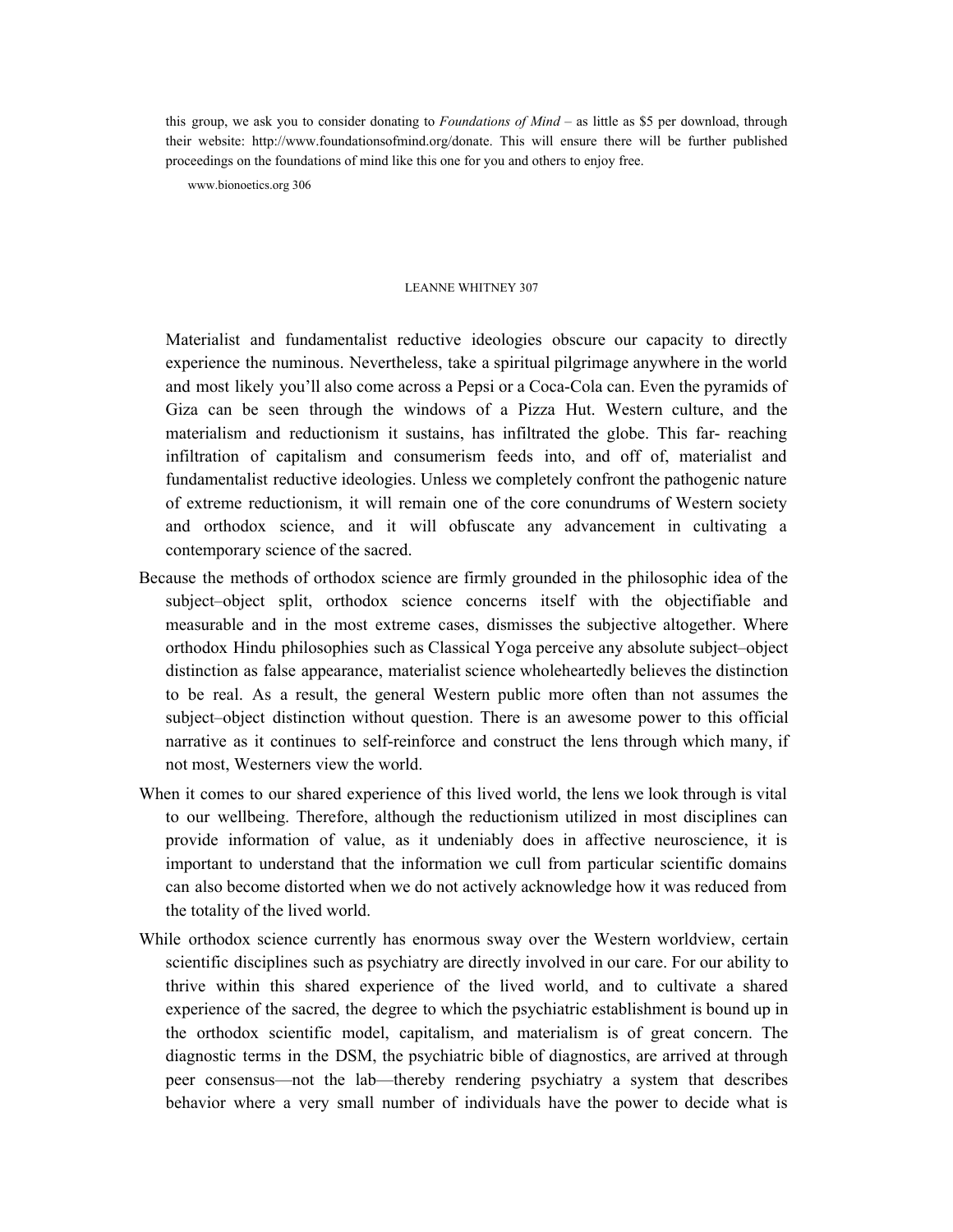this group, we ask you to consider donating to *Foundations of Mind* – as little as $5 per download, through their website: http://www.foundationsofmind.org/donate. This will ensure there will be further published proceedings on the foundations of mind like this one for you and others to enjoy free.

Materialist and fundamentalist reductive ideologies obscure our capacity to directly experience the numinous. Nevertheless, take a spiritual pilgrimage anywhere in the world and most likely you'll also come across a Pepsi or a Coca-Cola can. Even the pyramids of Giza can be seen through the windows of a Pizza Hut. Western culture, and the materialism and reductionism it sustains, has infiltrated the globe. This far- reaching infiltration of capitalism and consumerism feeds into, and off of, materialist and fundamentalist reductive ideologies. Unless we completely confront the pathogenic nature of extreme reductionism, it will remain one of the core conundrums of Western society and orthodox science, and it will obfuscate any advancement in cultivating a contemporary science of the sacred.

Because the methods of orthodox science are firmly grounded in the philosophic idea of the subject–object split, orthodox science concerns itself with the objectifiable and measurable and in the most extreme cases, dismisses the subjective altogether. Where orthodox Hindu philosophies such as Classical Yoga perceive any absolute subject–object distinction as false appearance, materialist science wholeheartedly believes the distinction to be real. As a result, the general Western public more often than not assumes the subject–object distinction without question. There is an awesome power to this official narrative as it continues to self-reinforce and construct the lens through which many, if not most, Westerners view the world.

When it comes to our shared experience of this lived world, the lens we look through is vital to our wellbeing. Therefore, although the reductionism utilized in most disciplines can provide information of value, as it undeniably does in affective neuroscience, it is important to understand that the information we cull from particular scientific domains can also become distorted when we do not actively acknowledge how it was reduced from the totality of the lived world.

While orthodox science currently has enormous sway over the Western worldview, certain scientific disciplines such as psychiatry are directly involved in our care. For our ability to thrive within this shared experience of the lived world, and to cultivate a shared experience of the sacred, the degree to which the psychiatric establishment is bound up in the orthodox scientific model, capitalism, and materialism is of great concern. The diagnostic terms in the DSM, the psychiatric bible of diagnostics, are arrived at through peer consensus—not the lab—thereby rendering psychiatry a system that describes behavior where a very small number of individuals have the power to decide what is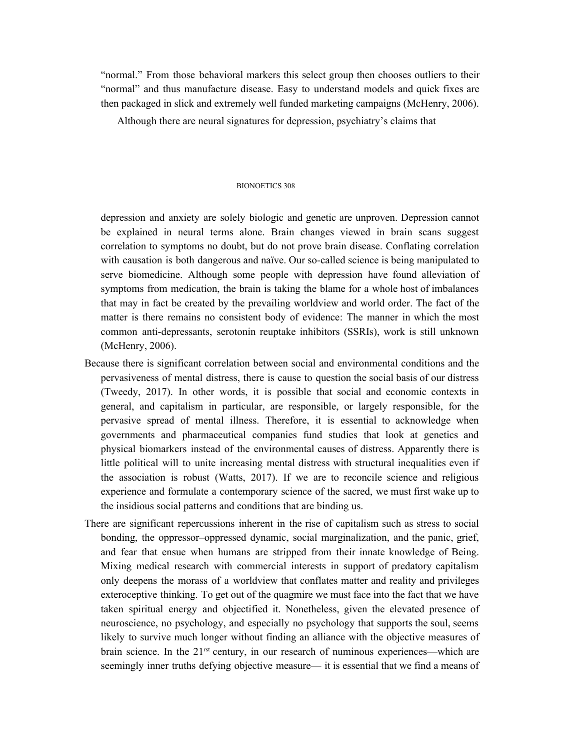"normal." From those behavioral markers this select group then chooses outliers to their "normal" and thus manufacture disease. Easy to understand models and quick fixes are then packaged in slick and extremely well funded marketing campaigns (McHenry, 2006).

Although there are neural signatures for depression, psychiatry's claims that depression and anxiety are solely biologic and genetic are unproven. Depression cannot be explained in neural terms alone. Brain changes viewed in brain scans suggest correlation to symptoms no doubt, but do not prove brain disease. Conflating correlation with causation is both dangerous and naïve. Our so-called science is being manipulated to serve biomedicine. Although some people with depression have found alleviation of symptoms from medication, the brain is taking the blame for a whole host of imbalances that may in fact be created by the prevailing worldview and world order. The fact of the matter is there remains no consistent body of evidence: The manner in which the most common anti-depressants, serotonin reuptake inhibitors (SSRIs), work is still unknown (McHenry, 2006).

Because there is significant correlation between social and environmental conditions and the pervasiveness of mental distress, there is cause to question the social basis of our distress (Tweedy, 2017). In other words, it is possible that social and economic contexts in general, and capitalism in particular, are responsible, or largely responsible, for the pervasive spread of mental illness. Therefore, it is essential to acknowledge when governments and pharmaceutical companies fund studies that look at genetics and physical biomarkers instead of the environmental causes of distress. Apparently there is little political will to unite increasing mental distress with structural inequalities even if the association is robust (Watts, 2017). If we are to reconcile science and religious experience and formulate a contemporary science of the sacred, we must first wake up to the insidious social patterns and conditions that are binding us.

There are significant repercussions inherent in the rise of capitalism such as stress to social bonding, the oppressor–oppressed dynamic, social marginalization, and the panic, grief, and fear that ensue when humans are stripped from their innate knowledge of Being. Mixing medical research with commercial interests in support of predatory capitalism only deepens the morass of a worldview that conflates matter and reality and privileges exteroceptive thinking. To get out of the quagmire we must face into the fact that we have taken spiritual energy and objectified it. Nonetheless, given the elevated presence of neuroscience, no psychology, and especially no psychology that supports the soul, seems likely to survive much longer without finding an alliance with the objective measures of brain science. In the 21rst century, in our research of numinous experiences—which are seemingly inner truths defying objective measure— it is essential that we find a means of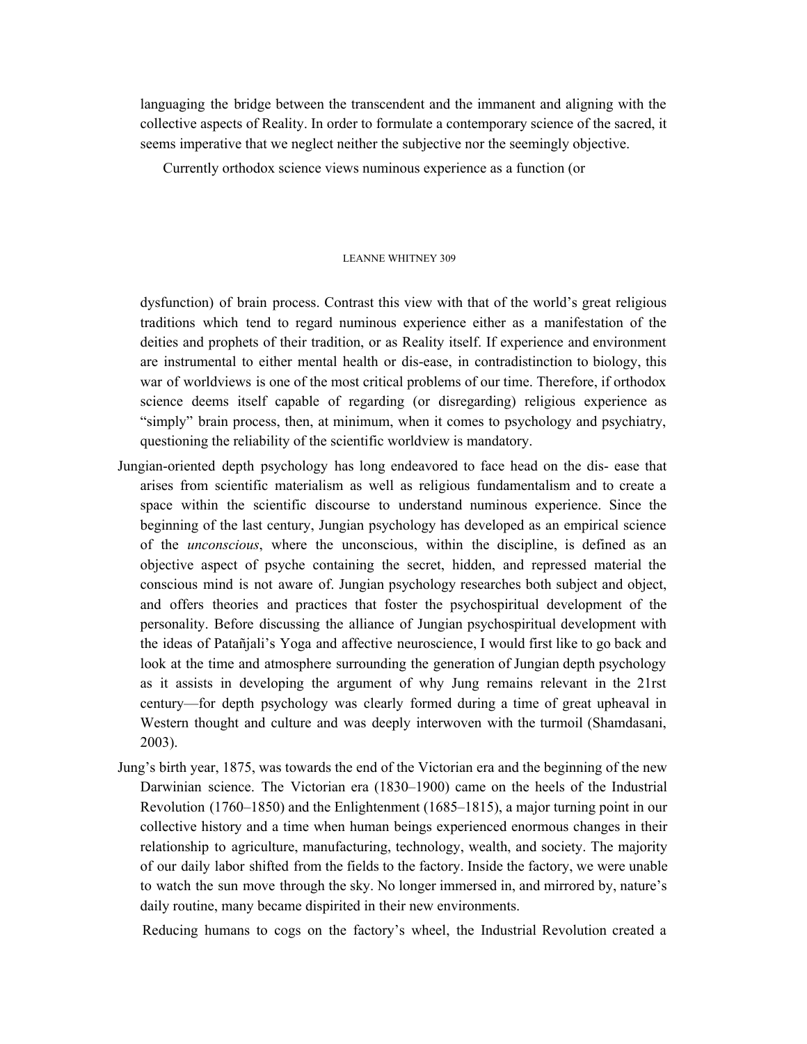languaging the bridge between the transcendent and the immanent and aligning with the collective aspects of Reality. In order to formulate a contemporary science of the sacred, it seems imperative that we neglect neither the subjective nor the seemingly objective.

Currently orthodox science views numinous experience as a function (or dysfunction) of brain process. Contrast this view with that of the world's great religious traditions which tend to regard numinous experience either as a manifestation of the deities and prophets of their tradition, or as Reality itself. If experience and environment are instrumental to either mental health or dis-ease, in contradistinction to biology, this war of worldviews is one of the most critical problems of our time. Therefore, if orthodox science deems itself capable of regarding (or disregarding) religious experience as "simply" brain process, then, at minimum, when it comes to psychology and psychiatry, questioning the reliability of the scientific worldview is mandatory.

Jungian-oriented depth psychology has long endeavored to face head on the dis- ease that arises from scientific materialism as well as religious fundamentalism and to create a space within the scientific discourse to understand numinous experience. Since the beginning of the last century, Jungian psychology has developed as an empirical science of the *unconscious*, where the unconscious, within the discipline, is defined as an objective aspect of psyche containing the secret, hidden, and repressed material the conscious mind is not aware of. Jungian psychology researches both subject and object, and offers theories and practices that foster the psychospiritual development of the personality. Before discussing the alliance of Jungian psychospiritual development with the ideas of Patañjali's Yoga and affective neuroscience, I would first like to go back and look at the time and atmosphere surrounding the generation of Jungian depth psychology as it assists in developing the argument of why Jung remains relevant in the 21rst century—for depth psychology was clearly formed during a time of great upheaval in Western thought and culture and was deeply interwoven with the turmoil (Shamdasani, 2003).

Jung's birth year, 1875, was towards the end of the Victorian era and the beginning of the new Darwinian science. The Victorian era (1830–1900) came on the heels of the Industrial Revolution (1760–1850) and the Enlightenment (1685–1815), a major turning point in our collective history and a time when human beings experienced enormous changes in their relationship to agriculture, manufacturing, technology, wealth, and society. The majority of our daily labor shifted from the fields to the factory. Inside the factory, we were unable to watch the sun move through the sky. No longer immersed in, and mirrored by, nature's daily routine, many became dispirited in their new environments.

Reducing humans to cogs on the factory's wheel, the Industrial Revolution created a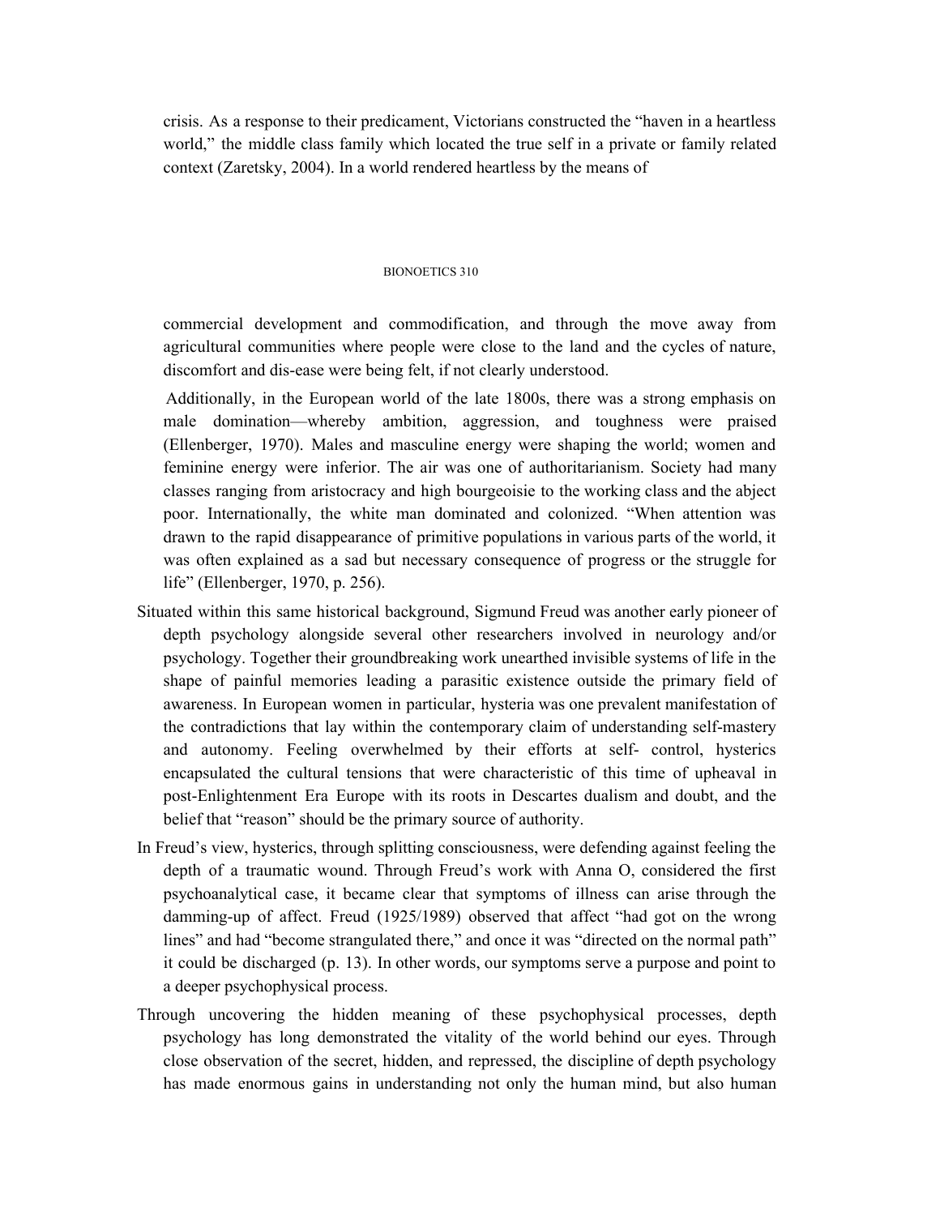crisis. As a response to their predicament, Victorians constructed the "haven in a heartless world," the middle class family which located the true self in a private or family related context (Zaretsky, 2004). In a world rendered heartless by the means of commercial development and commodification, and through the move away from agricultural communities where people were close to the land and the cycles of nature, discomfort and dis-ease were being felt, if not clearly understood.

Additionally, in the European world of the late 1800s, there was a strong emphasis on male domination—whereby ambition, aggression, and toughness were praised (Ellenberger, 1970). Males and masculine energy were shaping the world; women and feminine energy were inferior. The air was one of authoritarianism. Society had many classes ranging from aristocracy and high bourgeoisie to the working class and the abject poor. Internationally, the white man dominated and colonized. "When attention was drawn to the rapid disappearance of primitive populations in various parts of the world, it was often explained as a sad but necessary consequence of progress or the struggle for life" (Ellenberger, 1970, p. 256).

Situated within this same historical background, Sigmund Freud was another early pioneer of depth psychology alongside several other researchers involved in neurology and/or psychology. Together their groundbreaking work unearthed invisible systems of life in the shape of painful memories leading a parasitic existence outside the primary field of awareness. In European women in particular, hysteria was one prevalent manifestation of the contradictions that lay within the contemporary claim of understanding self-mastery and autonomy. Feeling overwhelmed by their efforts at self- control, hysterics encapsulated the cultural tensions that were characteristic of this time of upheaval in post-Enlightenment Era Europe with its roots in Descartes dualism and doubt, and the belief that "reason" should be the primary source of authority.

In Freud's view, hysterics, through splitting consciousness, were defending against feeling the depth of a traumatic wound. Through Freud's work with Anna O, considered the first psychoanalytical case, it became clear that symptoms of illness can arise through the damming-up of affect. Freud (1925/1989) observed that affect "had got on the wrong lines" and had "become strangulated there," and once it was "directed on the normal path" it could be discharged (p. 13). In other words, our symptoms serve a purpose and point to a deeper psychophysical process.

Through uncovering the hidden meaning of these psychophysical processes, depth psychology has long demonstrated the vitality of the world behind our eyes. Through close observation of the secret, hidden, and repressed, the discipline of depth psychology has made enormous gains in understanding not only the human mind, but also human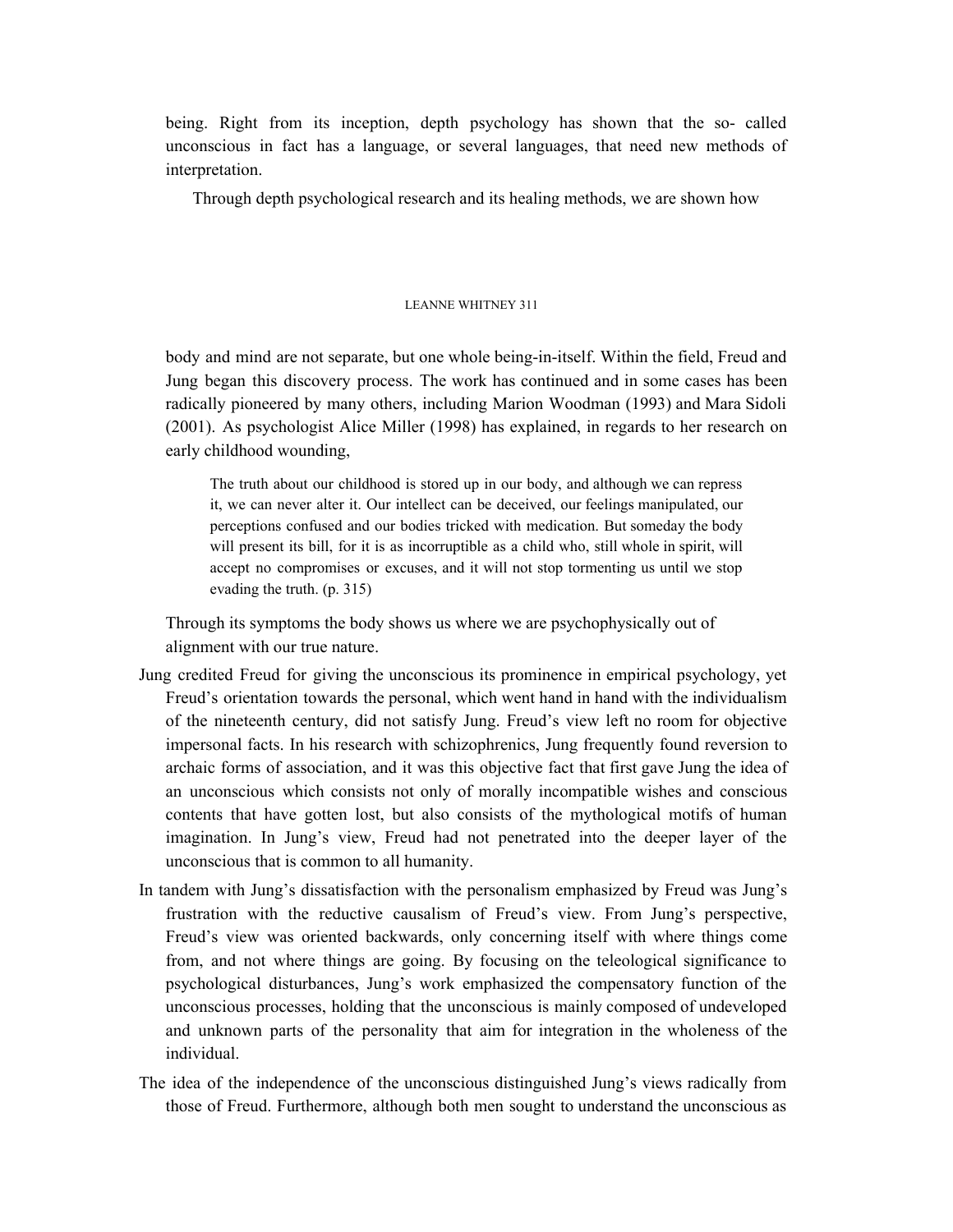being. Right from its inception, depth psychology has shown that the so- called unconscious in fact has a language, or several languages, that need new methods of interpretation.

Through depth psychological research and its healing methods, we are shown how body and mind are not separate, but one whole being-in-itself. Within the field, Freud and Jung began this discovery process. The work has continued and in some cases has been radically pioneered by many others, including Marion Woodman (1993) and Mara Sidoli (2001). As psychologist Alice Miller (1998) has explained, in regards to her research on early childhood wounding,

> The truth about our childhood is stored up in our body, and although we can repress it, we can never alter it. Our intellect can be deceived, our feelings manipulated, our perceptions confused and our bodies tricked with medication. But someday the body will present its bill, for it is as incorruptible as a child who, still whole in spirit, will accept no compromises or excuses, and it will not stop tormenting us until we stop evading the truth. (p. 315)

Through its symptoms the body shows us where we are psychophysically out of alignment with our true nature.

Jung credited Freud for giving the unconscious its prominence in empirical psychology, yet Freud's orientation towards the personal, which went hand in hand with the individualism of the nineteenth century, did not satisfy Jung. Freud's view left no room for objective impersonal facts. In his research with schizophrenics, Jung frequently found reversion to archaic forms of association, and it was this objective fact that first gave Jung the idea of an unconscious which consists not only of morally incompatible wishes and conscious contents that have gotten lost, but also consists of the mythological motifs of human imagination. In Jung's view, Freud had not penetrated into the deeper layer of the unconscious that is common to all humanity.

In tandem with Jung's dissatisfaction with the personalism emphasized by Freud was Jung's frustration with the reductive causalism of Freud's view. From Jung's perspective, Freud's view was oriented backwards, only concerning itself with where things come from, and not where things are going. By focusing on the teleological significance to psychological disturbances, Jung's work emphasized the compensatory function of the unconscious processes, holding that the unconscious is mainly composed of undeveloped and unknown parts of the personality that aim for integration in the wholeness of the individual.

The idea of the independence of the unconscious distinguished Jung's views radically from those of Freud. Furthermore, although both men sought to understand the unconscious as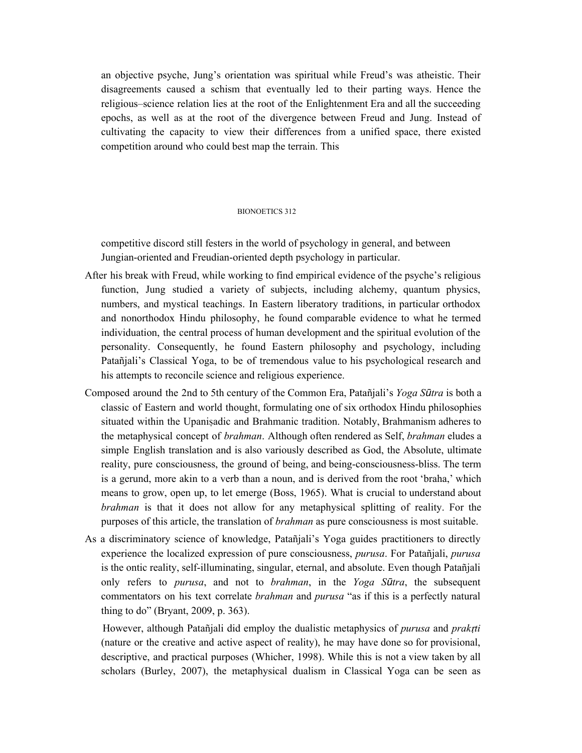an objective psyche, Jung's orientation was spiritual while Freud's was atheistic. Their disagreements caused a schism that eventually led to their parting ways. Hence the religious–science relation lies at the root of the Enlightenment Era and all the succeeding epochs, as well as at the root of the divergence between Freud and Jung. Instead of cultivating the capacity to view their differences from a unified space, there existed competition around who could best map the terrain. This competitive discord still festers in the world of psychology in general, and between Jungian-oriented and Freudian-oriented depth psychology in particular.

After his break with Freud, while working to find empirical evidence of the psyche's religious function, Jung studied a variety of subjects, including alchemy, quantum physics, numbers, and mystical teachings. In Eastern liberatory traditions, in particular orthodox and nonorthodox Hindu philosophy, he found comparable evidence to what he termed individuation, the central process of human development and the spiritual evolution of the personality. Consequently, he found Eastern philosophy and psychology, including Patañjali's Classical Yoga, to be of tremendous value to his psychological research and his attempts to reconcile science and religious experience.

Composed around the 2nd to 5th century of the Common Era, Patañjali's *Yoga Sūtra* is both a classic of Eastern and world thought, formulating one of six orthodox Hindu philosophies situated within the Upaniṣadic and Brahmanic tradition. Notably, Brahmanism adheres to the metaphysical concept of *brahman*. Although often rendered as Self, *brahman* eludes a simple English translation and is also variously described as God, the Absolute, ultimate reality, pure consciousness, the ground of being, and being-consciousness-bliss. The term is a gerund, more akin to a verb than a noun, and is derived from the root 'braha,' which means to grow, open up, to let emerge (Boss, 1965). What is crucial to understand about *brahman* is that it does not allow for any metaphysical splitting of reality. For the purposes of this article, the translation of *brahman* as pure consciousness is most suitable.

As a discriminatory science of knowledge, Patañjali's Yoga guides practitioners to directly experience the localized expression of pure consciousness, *purusa*. For Patañjali, *purusa* is the ontic reality, self-illuminating, singular, eternal, and absolute. Even though Patañjali only refers to *purusa*, and not to *brahman*, in the *Yoga Sūtra*, the subsequent commentators on his text correlate *brahman* and *purusa* "as if this is a perfectly natural thing to do" (Bryant, 2009, p. 363).

However, although Patañjali did employ the dualistic metaphysics of *purusa* and *prakṛti* (nature or the creative and active aspect of reality), he may have done so for provisional, descriptive, and practical purposes (Whicher, 1998). While this is not a view taken by all scholars (Burley, 2007), the metaphysical dualism in Classical Yoga can be seen as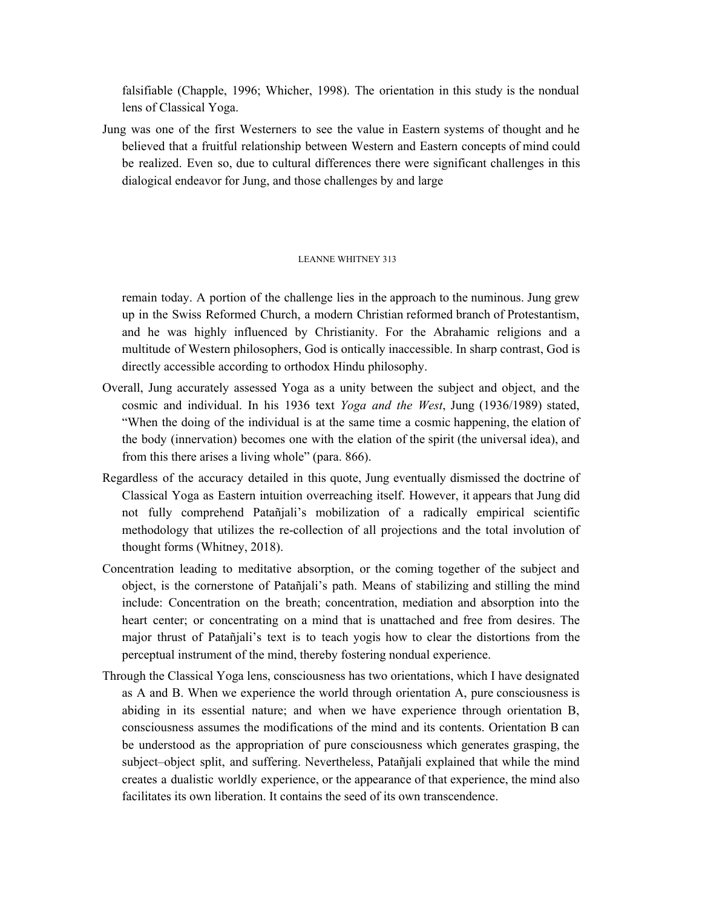falsifiable (Chapple, 1996; Whicher, 1998). The orientation in this study is the nondual lens of Classical Yoga.

Jung was one of the first Westerners to see the value in Eastern systems of thought and he believed that a fruitful relationship between Western and Eastern concepts of mind could be realized. Even so, due to cultural differences there were significant challenges in this dialogical endeavor for Jung, and those challenges by and large remain today. A portion of the challenge lies in the approach to the numinous. Jung grew up in the Swiss Reformed Church, a modern Christian reformed branch of Protestantism, and he was highly influenced by Christianity. For the Abrahamic religions and a multitude of Western philosophers, God is ontically inaccessible. In sharp contrast, God is directly accessible according to orthodox Hindu philosophy.

Overall, Jung accurately assessed Yoga as a unity between the subject and object, and the cosmic and individual. In his 1936 text *Yoga and the West*, Jung (1936/1989) stated, "When the doing of the individual is at the same time a cosmic happening, the elation of the body (innervation) becomes one with the elation of the spirit (the universal idea), and from this there arises a living whole" (para. 866).

Regardless of the accuracy detailed in this quote, Jung eventually dismissed the doctrine of Classical Yoga as Eastern intuition overreaching itself. However, it appears that Jung did not fully comprehend Patañjali's mobilization of a radically empirical scientific methodology that utilizes the re-collection of all projections and the total involution of thought forms (Whitney, 2018).

Concentration leading to meditative absorption, or the coming together of the subject and object, is the cornerstone of Patañjali's path. Means of stabilizing and stilling the mind include: Concentration on the breath; concentration, mediation and absorption into the heart center; or concentrating on a mind that is unattached and free from desires. The major thrust of Patañjali's text is to teach yogis how to clear the distortions from the perceptual instrument of the mind, thereby fostering nondual experience.

Through the Classical Yoga lens, consciousness has two orientations, which I have designated as A and B. When we experience the world through orientation A, pure consciousness is abiding in its essential nature; and when we have experience through orientation B, consciousness assumes the modifications of the mind and its contents. Orientation B can be understood as the appropriation of pure consciousness which generates grasping, the subject–object split, and suffering. Nevertheless, Patañjali explained that while the mind creates a dualistic worldly experience, or the appearance of that experience, the mind also facilitates its own liberation. It contains the seed of its own transcendence.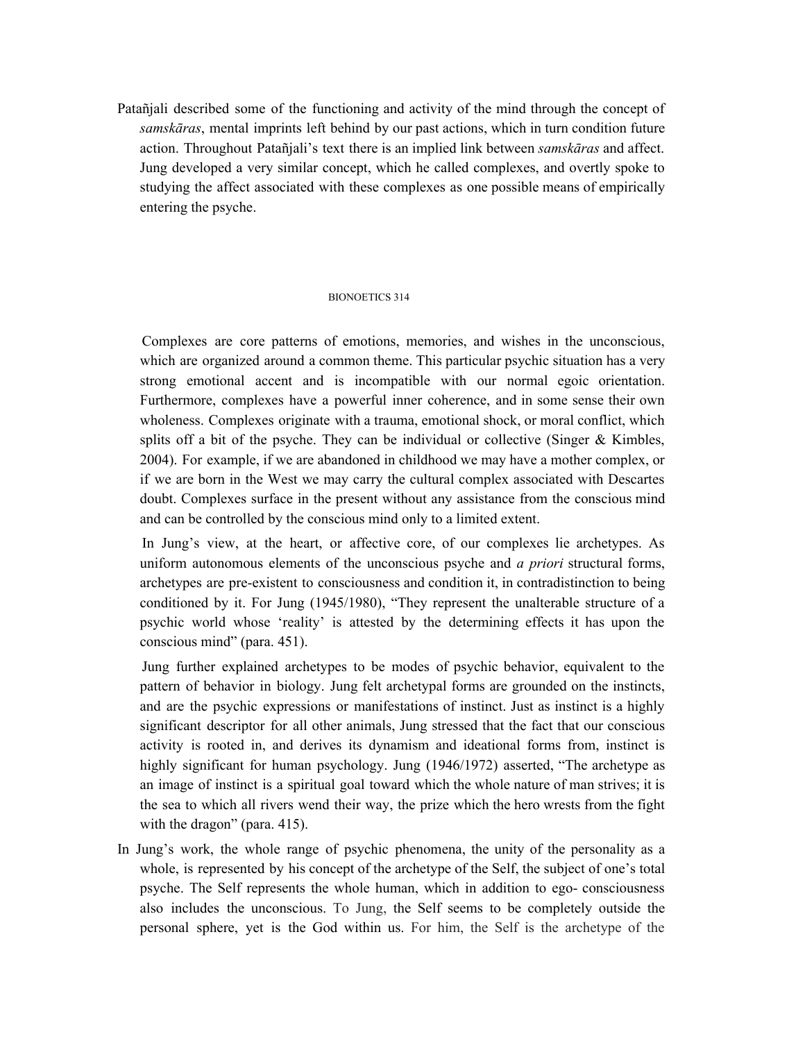Patañjali described some of the functioning and activity of the mind through the concept of *samskāras*, mental imprints left behind by our past actions, which in turn condition future action. Throughout Patañjali's text there is an implied link between *samskāras* and affect. Jung developed a very similar concept, which he called complexes, and overtly spoke to studying the affect associated with these complexes as one possible means of empirically entering the psyche.

Complexes are core patterns of emotions, memories, and wishes in the unconscious, which are organized around a common theme. This particular psychic situation has a very strong emotional accent and is incompatible with our normal egoic orientation. Furthermore, complexes have a powerful inner coherence, and in some sense their own wholeness. Complexes originate with a trauma, emotional shock, or moral conflict, which splits off a bit of the psyche. They can be individual or collective (Singer & Kimbles, 2004). For example, if we are abandoned in childhood we may have a mother complex, or if we are born in the West we may carry the cultural complex associated with Descartes doubt. Complexes surface in the present without any assistance from the conscious mind and can be controlled by the conscious mind only to a limited extent.

In Jung's view, at the heart, or affective core, of our complexes lie archetypes. As uniform autonomous elements of the unconscious psyche and *a priori* structural forms, archetypes are pre-existent to consciousness and condition it, in contradistinction to being conditioned by it. For Jung (1945/1980), "They represent the unalterable structure of a psychic world whose 'reality' is attested by the determining effects it has upon the conscious mind" (para. 451).

Jung further explained archetypes to be modes of psychic behavior, equivalent to the pattern of behavior in biology. Jung felt archetypal forms are grounded on the instincts, and are the psychic expressions or manifestations of instinct. Just as instinct is a highly significant descriptor for all other animals, Jung stressed that the fact that our conscious activity is rooted in, and derives its dynamism and ideational forms from, instinct is highly significant for human psychology. Jung (1946/1972) asserted, "The archetype as an image of instinct is a spiritual goal toward which the whole nature of man strives; it is the sea to which all rivers wend their way, the prize which the hero wrests from the fight with the dragon" (para. 415).

In Jung's work, the whole range of psychic phenomena, the unity of the personality as a whole, is represented by his concept of the archetype of the Self, the subject of one's total psyche. The Self represents the whole human, which in addition to ego- consciousness also includes the unconscious. To Jung, the Self seems to be completely outside the personal sphere, yet is the God within us. For him, the Self is the archetype of the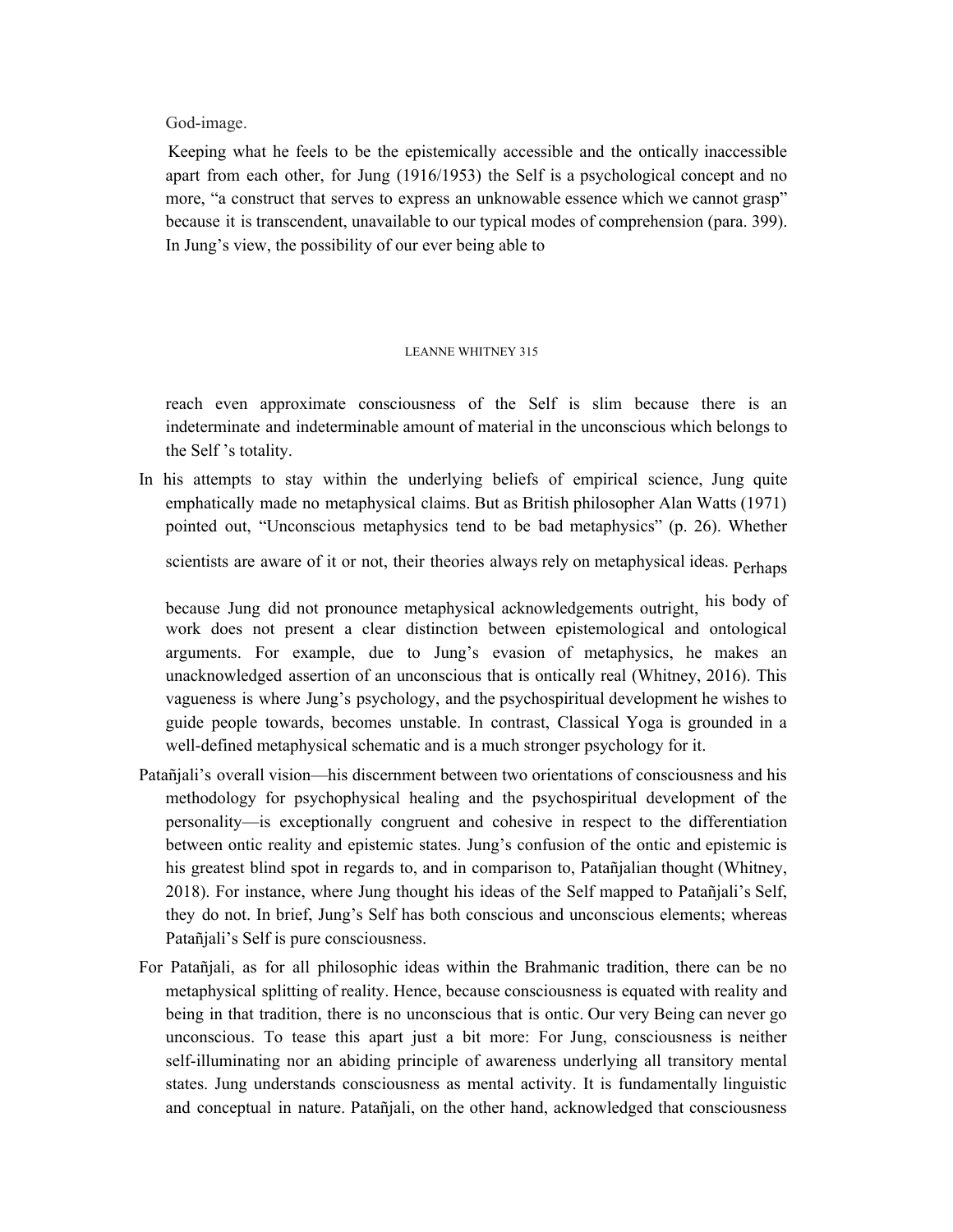God-image.

Keeping what he feels to be the epistemically accessible and the ontically inaccessible apart from each other, for Jung (1916/1953) the Self is a psychological concept and no more, "a construct that serves to express an unknowable essence which we cannot grasp" because it is transcendent, unavailable to our typical modes of comprehension (para. 399). In Jung's view, the possibility of our ever being able to reach even approximate consciousness of the Self is slim because there is an indeterminate and indeterminable amount of material in the unconscious which belongs to the Self 's totality.

In his attempts to stay within the underlying beliefs of empirical science, Jung quite emphatically made no metaphysical claims. But as British philosopher Alan Watts (1971) pointed out, "Unconscious metaphysics tend to be bad metaphysics" (p. 26). Whether scientists are aware of it or not, their theories always rely on metaphysical ideas. Perhaps because Jung did not pronounce metaphysical acknowledgements outright, his body of work does not present a clear distinction between epistemological and ontological arguments. For example, due to Jung's evasion of metaphysics, he makes an unacknowledged assertion of an unconscious that is ontically real (Whitney, 2016). This vagueness is where Jung's psychology, and the psychospiritual development he wishes to guide people towards, becomes unstable. In contrast, Classical Yoga is grounded in a well-defined metaphysical schematic and is a much stronger psychology for it.

Patañjali's overall vision—his discernment between two orientations of consciousness and his methodology for psychophysical healing and the psychospiritual development of the personality—is exceptionally congruent and cohesive in respect to the differentiation between ontic reality and epistemic states. Jung's confusion of the ontic and epistemic is his greatest blind spot in regards to, and in comparison to, Patañjalian thought (Whitney, 2018). For instance, where Jung thought his ideas of the Self mapped to Patañjali's Self, they do not. In brief, Jung's Self has both conscious and unconscious elements; whereas Patañjali's Self is pure consciousness.

For Patañjali, as for all philosophic ideas within the Brahmanic tradition, there can be no metaphysical splitting of reality. Hence, because consciousness is equated with reality and being in that tradition, there is no unconscious that is ontic. Our very Being can never go unconscious. To tease this apart just a bit more: For Jung, consciousness is neither self-illuminating nor an abiding principle of awareness underlying all transitory mental states. Jung understands consciousness as mental activity. It is fundamentally linguistic and conceptual in nature. Patañjali, on the other hand, acknowledged that consciousness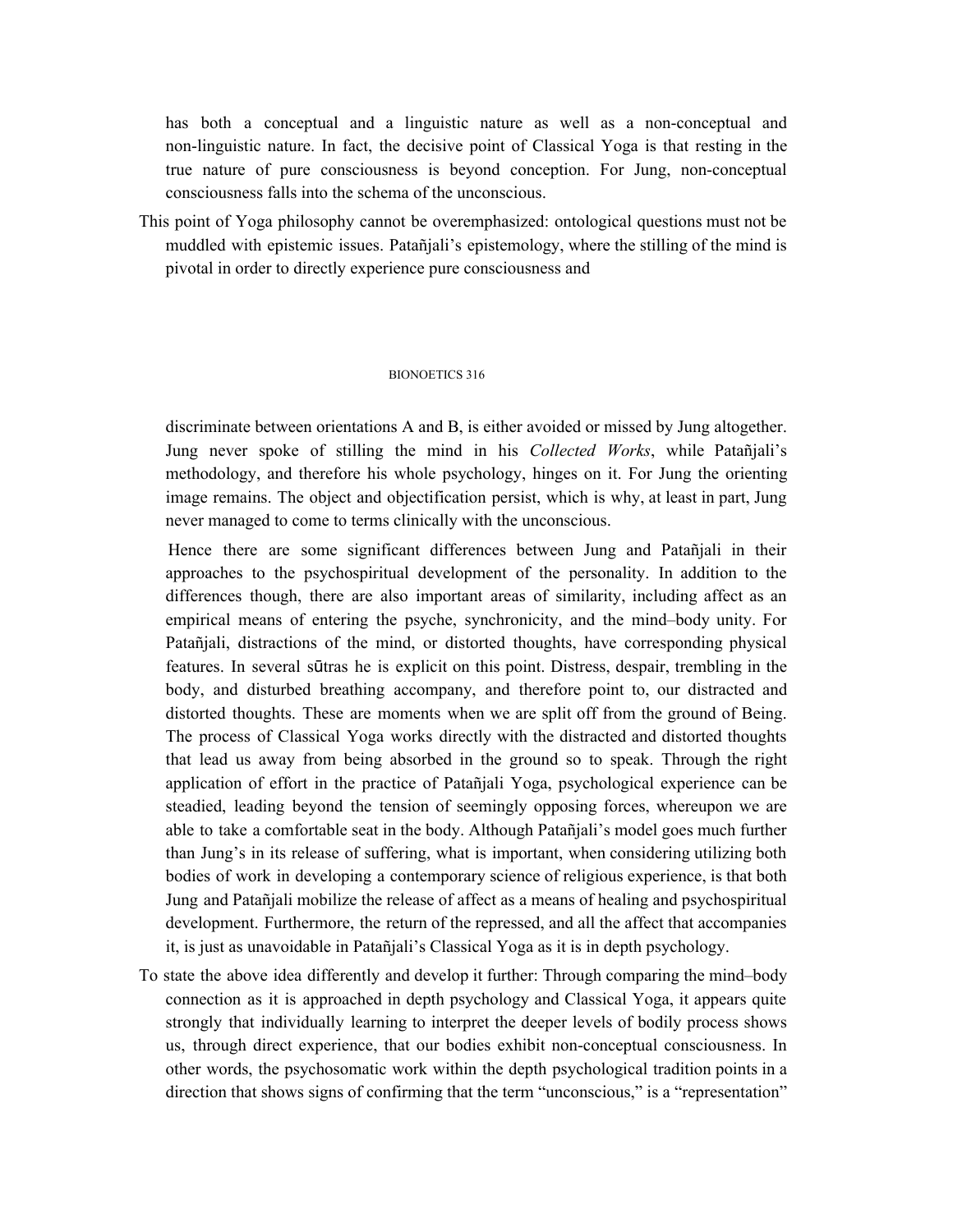has both a conceptual and a linguistic nature as well as a non-conceptual and non-linguistic nature. In fact, the decisive point of Classical Yoga is that resting in the true nature of pure consciousness is beyond conception. For Jung, non-conceptual consciousness falls into the schema of the unconscious.

This point of Yoga philosophy cannot be overemphasized: ontological questions must not be muddled with epistemic issues. Patañjali's epistemology, where the stilling of the mind is pivotal in order to directly experience pure consciousness and discriminate between orientations A and B, is either avoided or missed by Jung altogether. Jung never spoke of stilling the mind in his *Collected Works*, while Patañjali's methodology, and therefore his whole psychology, hinges on it. For Jung the orienting image remains. The object and objectification persist, which is why, at least in part, Jung never managed to come to terms clinically with the unconscious.

Hence there are some significant differences between Jung and Patañjali in their approaches to the psychospiritual development of the personality. In addition to the differences though, there are also important areas of similarity, including affect as an empirical means of entering the psyche, synchronicity, and the mind–body unity. For Patañjali, distractions of the mind, or distorted thoughts, have corresponding physical features. In several sūtras he is explicit on this point. Distress, despair, trembling in the body, and disturbed breathing accompany, and therefore point to, our distracted and distorted thoughts. These are moments when we are split off from the ground of Being. The process of Classical Yoga works directly with the distracted and distorted thoughts that lead us away from being absorbed in the ground so to speak. Through the right application of effort in the practice of Patañjali Yoga, psychological experience can be steadied, leading beyond the tension of seemingly opposing forces, whereupon we are able to take a comfortable seat in the body. Although Patañjali's model goes much further than Jung's in its release of suffering, what is important, when considering utilizing both bodies of work in developing a contemporary science of religious experience, is that both Jung and Patañjali mobilize the release of affect as a means of healing and psychospiritual development. Furthermore, the return of the repressed, and all the affect that accompanies it, is just as unavoidable in Patañjali's Classical Yoga as it is in depth psychology.

To state the above idea differently and develop it further: Through comparing the mind–body connection as it is approached in depth psychology and Classical Yoga, it appears quite strongly that individually learning to interpret the deeper levels of bodily process shows us, through direct experience, that our bodies exhibit non-conceptual consciousness. In other words, the psychosomatic work within the depth psychological tradition points in a direction that shows signs of confirming that the term "unconscious," is a "representation"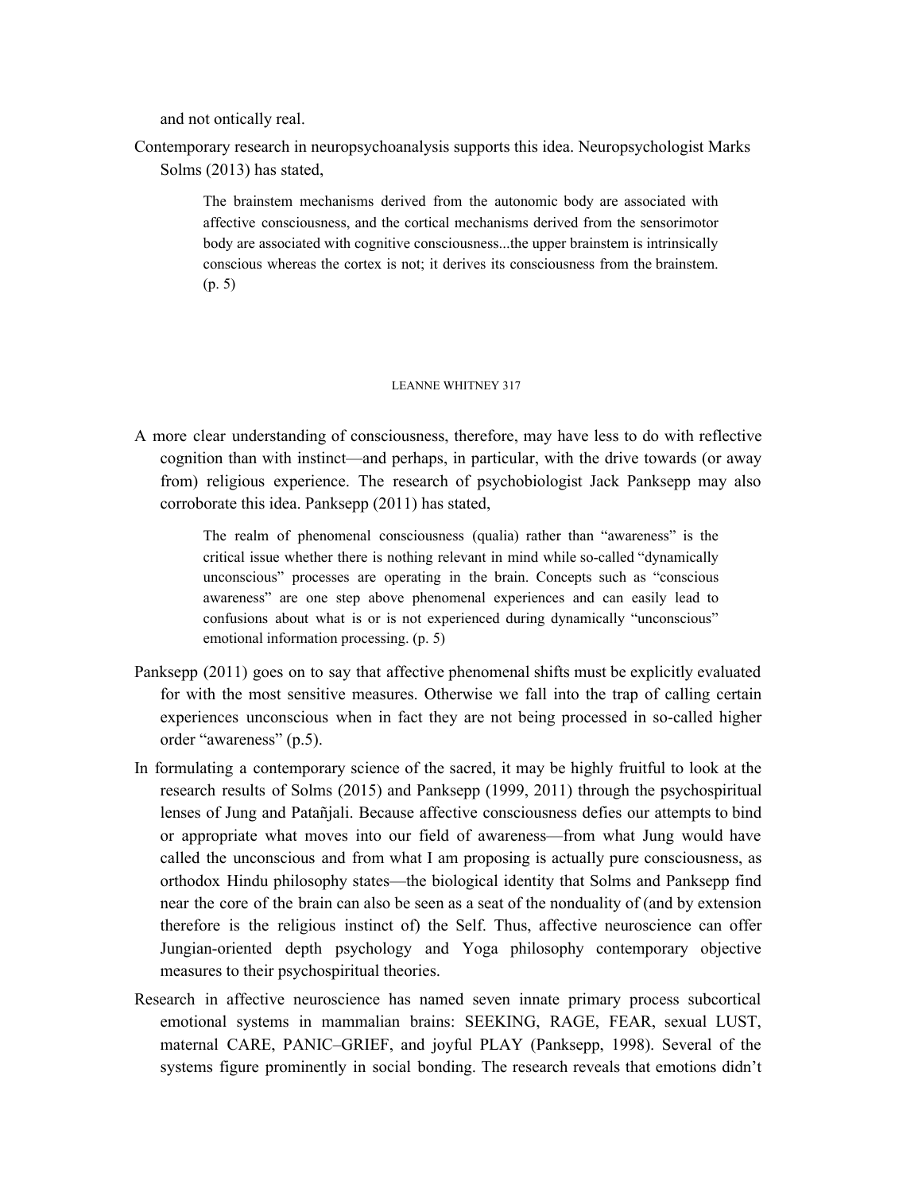and not ontically real.

Contemporary research in neuropsychoanalysis supports this idea. Neuropsychologist Marks Solms (2013) has stated,

> The brainstem mechanisms derived from the autonomic body are associated with affective consciousness, and the cortical mechanisms derived from the sensorimotor body are associated with cognitive consciousness...the upper brainstem is intrinsically conscious whereas the cortex is not; it derives its consciousness from the brainstem. (p. 5)

A more clear understanding of consciousness, therefore, may have less to do with reflective cognition than with instinct—and perhaps, in particular, with the drive towards (or away from) religious experience. The research of psychobiologist Jack Panksepp may also corroborate this idea. Panksepp (2011) has stated,

> The realm of phenomenal consciousness (qualia) rather than "awareness" is the critical issue whether there is nothing relevant in mind while so-called "dynamically unconscious" processes are operating in the brain. Concepts such as "conscious awareness" are one step above phenomenal experiences and can easily lead to confusions about what is or is not experienced during dynamically "unconscious" emotional information processing. (p. 5)

Panksepp (2011) goes on to say that affective phenomenal shifts must be explicitly evaluated for with the most sensitive measures. Otherwise we fall into the trap of calling certain experiences unconscious when in fact they are not being processed in so-called higher order "awareness" (p.5).

In formulating a contemporary science of the sacred, it may be highly fruitful to look at the research results of Solms (2015) and Panksepp (1999, 2011) through the psychospiritual lenses of Jung and Patañjali. Because affective consciousness defies our attempts to bind or appropriate what moves into our field of awareness—from what Jung would have called the unconscious and from what I am proposing is actually pure consciousness, as orthodox Hindu philosophy states—the biological identity that Solms and Panksepp find near the core of the brain can also be seen as a seat of the nonduality of (and by extension therefore is the religious instinct of) the Self. Thus, affective neuroscience can offer Jungian-oriented depth psychology and Yoga philosophy contemporary objective measures to their psychospiritual theories.

Research in affective neuroscience has named seven innate primary process subcortical emotional systems in mammalian brains: SEEKING, RAGE, FEAR, sexual LUST, maternal CARE, PANIC–GRIEF, and joyful PLAY (Panksepp, 1998). Several of the systems figure prominently in social bonding. The research reveals that emotions didn't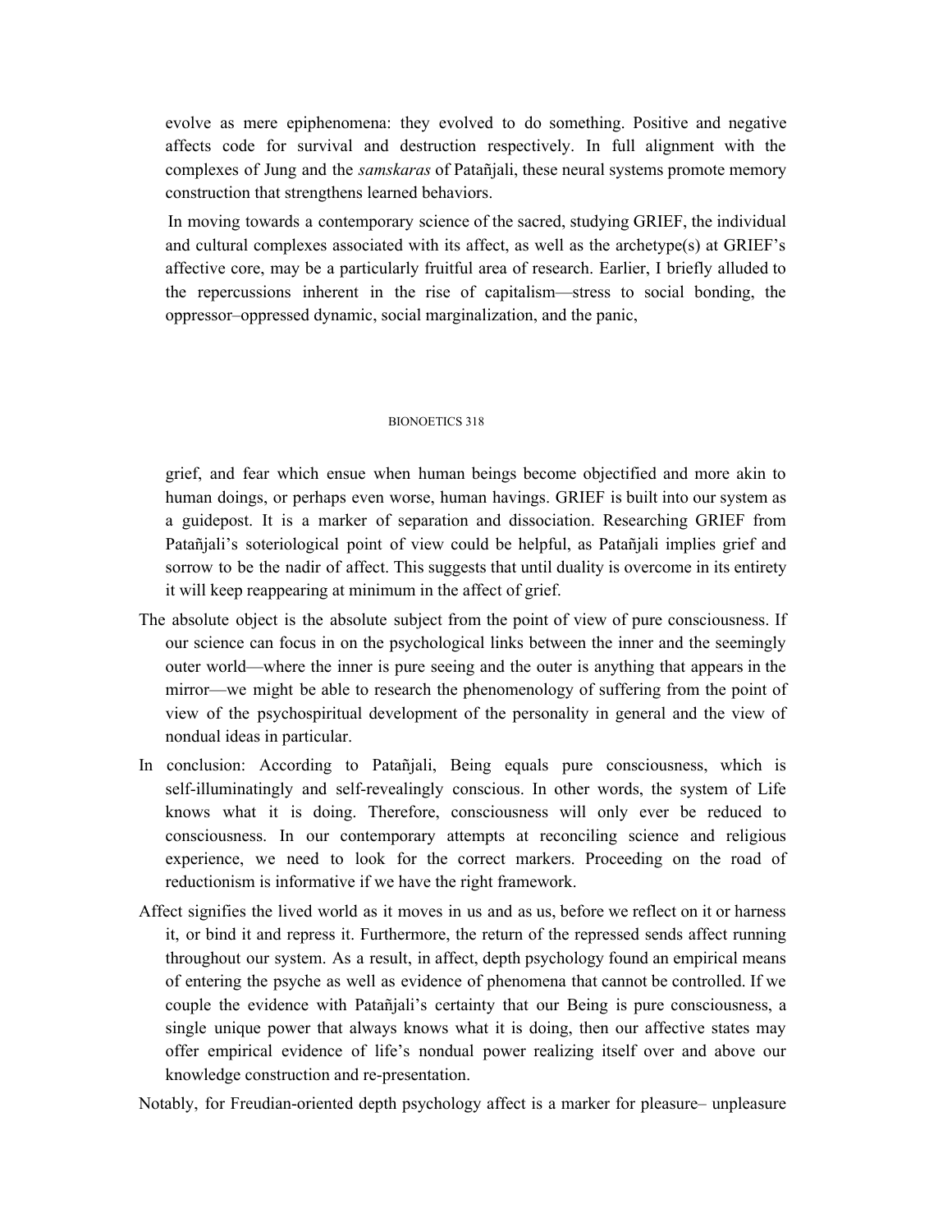evolve as mere epiphenomena: they evolved to do something. Positive and negative affects code for survival and destruction respectively. In full alignment with the complexes of Jung and the *samskaras* of Patañjali, these neural systems promote memory construction that strengthens learned behaviors.

In moving towards a contemporary science of the sacred, studying GRIEF, the individual and cultural complexes associated with its affect, as well as the archetype(s) at GRIEF's affective core, may be a particularly fruitful area of research. Earlier, I briefly alluded to the repercussions inherent in the rise of capitalism—stress to social bonding, the oppressor–oppressed dynamic, social marginalization, and the panic, grief, and fear which ensue when human beings become objectified and more akin to human doings, or perhaps even worse, human havings. GRIEF is built into our system as a guidepost. It is a marker of separation and dissociation. Researching GRIEF from Patañjali's soteriological point of view could be helpful, as Patañjali implies grief and sorrow to be the nadir of affect. This suggests that until duality is overcome in its entirety it will keep reappearing at minimum in the affect of grief.

The absolute object is the absolute subject from the point of view of pure consciousness. If our science can focus in on the psychological links between the inner and the seemingly outer world—where the inner is pure seeing and the outer is anything that appears in the mirror—we might be able to research the phenomenology of suffering from the point of view of the psychospiritual development of the personality in general and the view of nondual ideas in particular.

In conclusion: According to Patañjali, Being equals pure consciousness, which is self-illuminatingly and self-revealingly conscious. In other words, the system of Life knows what it is doing. Therefore, consciousness will only ever be reduced to consciousness. In our contemporary attempts at reconciling science and religious experience, we need to look for the correct markers. Proceeding on the road of reductionism is informative if we have the right framework.

Affect signifies the lived world as it moves in us and as us, before we reflect on it or harness it, or bind it and repress it. Furthermore, the return of the repressed sends affect running throughout our system. As a result, in affect, depth psychology found an empirical means of entering the psyche as well as evidence of phenomena that cannot be controlled. If we couple the evidence with Patañjali's certainty that our Being is pure consciousness, a single unique power that always knows what it is doing, then our affective states may offer empirical evidence of life's nondual power realizing itself over and above our knowledge construction and re-presentation.

Notably, for Freudian-oriented depth psychology affect is a marker for pleasure– unpleasure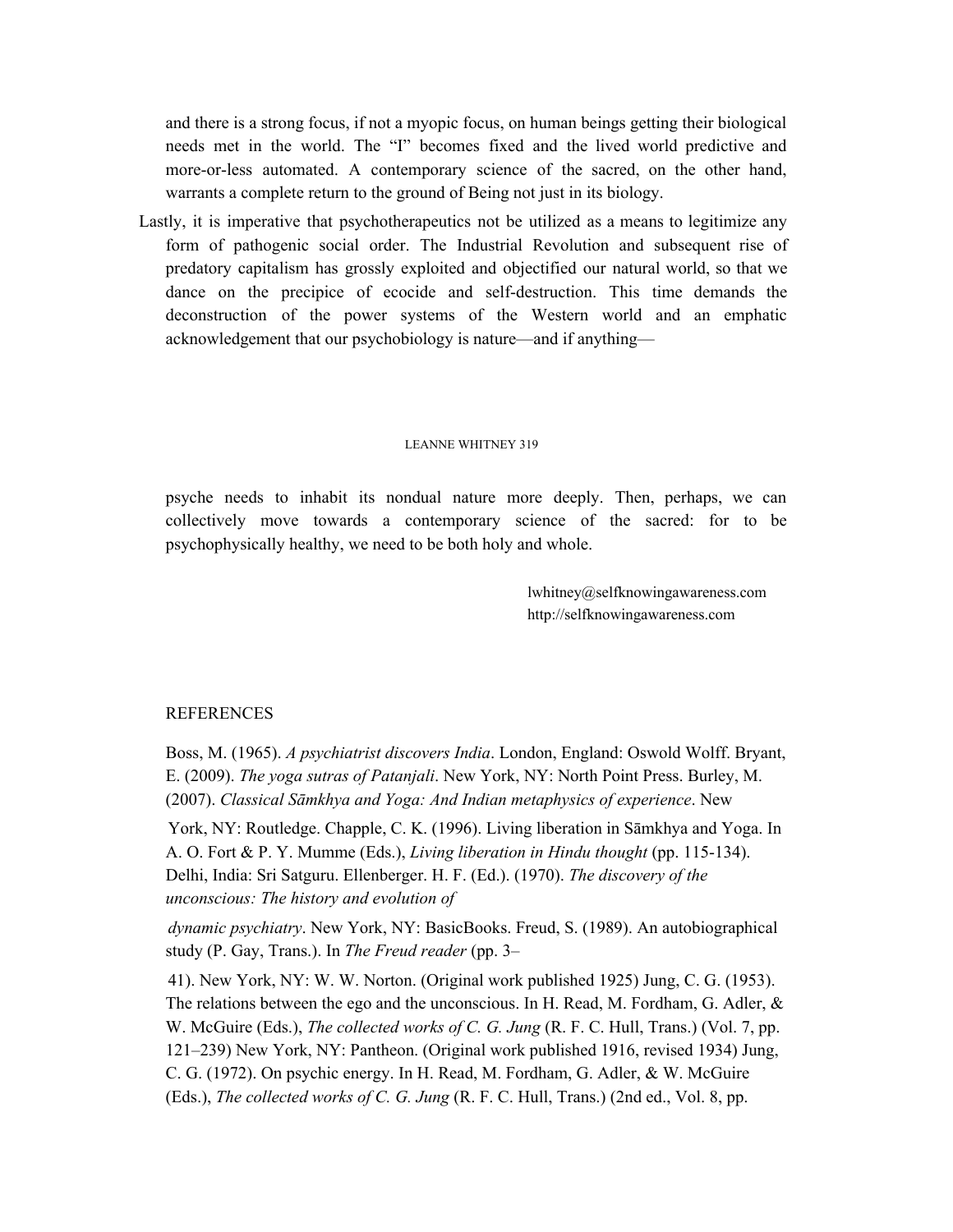and there is a strong focus, if not a myopic focus, on human beings getting their biological needs met in the world. The "I" becomes fixed and the lived world predictive and more-or-less automated. A contemporary science of the sacred, on the other hand, warrants a complete return to the ground of Being not just in its biology.

Lastly, it is imperative that psychotherapeutics not be utilized as a means to legitimize any form of pathogenic social order. The Industrial Revolution and subsequent rise of predatory capitalism has grossly exploited and objectified our natural world, so that we dance on the precipice of ecocide and self-destruction. This time demands the deconstruction of the power systems of the Western world and an emphatic acknowledgement that our psychobiology is nature—and if anything—psyche needs to inhabit its nondual nature more deeply. Then, perhaps, we can collectively move towards a contemporary science of the sacred: for to be psychophysically healthy, we need to be both holy and whole.

lwhitney@selfknowingawareness.com
http://selfknowingawareness.com

## REFERENCES

Boss, M. (1965). *A psychiatrist discovers India*. London, England: Oswold Wolff.

Bryant, E. (2009). *The yoga sutras of Patanjali*. New York, NY: North Point Press.

Burley, M. (2007). *Classical Sāmkhya and Yoga: And Indian metaphysics of experience*. New York, NY: Routledge.

Chapple, C. K. (1996). Living liberation in Sāmkhya and Yoga. In A. O. Fort & P. Y. Mumme (Eds.), *Living liberation in Hindu thought* (pp. 115-134). Delhi, India: Sri Satguru.

Ellenberger. H. F. (Ed.). (1970). *The discovery of the unconscious: The history and evolution of dynamic psychiatry*. New York, NY: BasicBooks.

Freud, S. (1989). An autobiographical study (P. Gay, Trans.). In *The Freud reader* (pp. 3–41). New York, NY: W. W. Norton. (Original work published 1925)

Jung, C. G. (1953). The relations between the ego and the unconscious. In H. Read, M. Fordham, G. Adler, & W. McGuire (Eds.), *The collected works of C. G. Jung* (R. F. C. Hull, Trans.) (Vol. 7, pp. 121–239) New York, NY: Pantheon. (Original work published 1916, revised 1934)

Jung, C. G. (1972). On psychic energy. In H. Read, M. Fordham, G. Adler, & W. McGuire (Eds.), *The collected works of C. G. Jung* (R. F. C. Hull, Trans.) (2nd ed., Vol. 8, pp.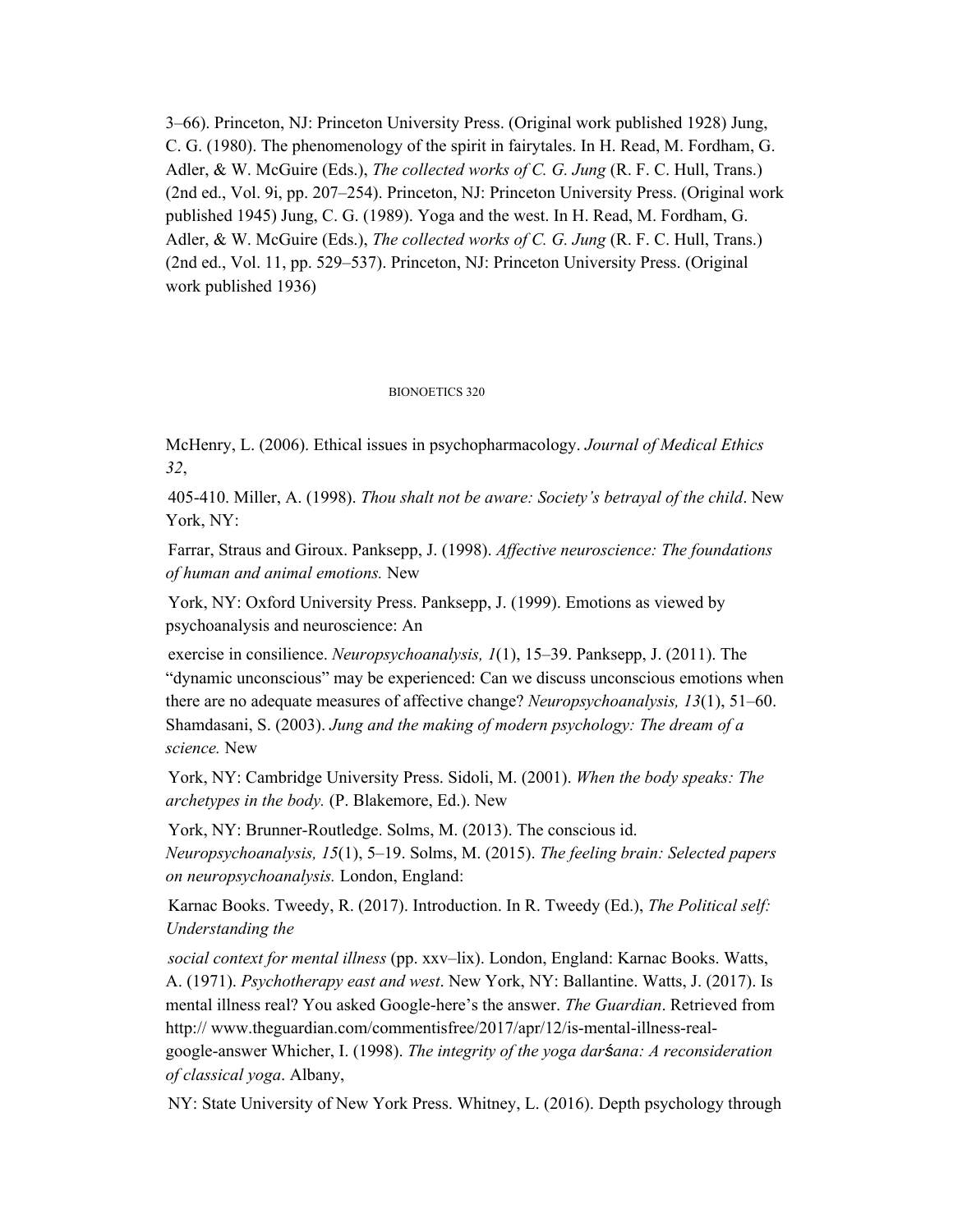3–66). Princeton, NJ: Princeton University Press. (Original work published 1928) Jung, C. G. (1980). The phenomenology of the spirit in fairytales. In H. Read, M. Fordham, G. Adler, & W. McGuire (Eds.), *The collected works of C. G. Jung* (R. F. C. Hull, Trans.) (2nd ed., Vol. 9i, pp. 207–254). Princeton, NJ: Princeton University Press. (Original work published 1945) Jung, C. G. (1989). Yoga and the west. In H. Read, M. Fordham, G. Adler, & W. McGuire (Eds.), *The collected works of C. G. Jung* (R. F. C. Hull, Trans.) (2nd ed., Vol. 11, pp. 529–537). Princeton, NJ: Princeton University Press. (Original work published 1936)

McHenry, L. (2006). Ethical issues in psychopharmacology. *Journal of Medical Ethics 32*,

405-410. Miller, A. (1998). *Thou shalt not be aware: Society's betrayal of the child*. New York, NY:

Farrar, Straus and Giroux. Panksepp, J. (1998). *Affective neuroscience: The foundations of human and animal emotions.* New

York, NY: Oxford University Press. Panksepp, J. (1999). Emotions as viewed by psychoanalysis and neuroscience: An

exercise in consilience. *Neuropsychoanalysis, 1*(1), 15–39. Panksepp, J. (2011). The "dynamic unconscious" may be experienced: Can we discuss unconscious emotions when there are no adequate measures of affective change? *Neuropsychoanalysis, 13*(1), 51–60. Shamdasani, S. (2003). *Jung and the making of modern psychology: The dream of a science.* New

York, NY: Cambridge University Press. Sidoli, M. (2001). *When the body speaks: The archetypes in the body.* (P. Blakemore, Ed.). New

York, NY: Brunner-Routledge. Solms, M. (2013). The conscious id. *Neuropsychoanalysis, 15*(1), 5–19. Solms, M. (2015). *The feeling brain: Selected papers on neuropsychoanalysis.* London, England:

Karnac Books. Tweedy, R. (2017). Introduction. In R. Tweedy (Ed.), *The Political self: Understanding the*

*social context for mental illness* (pp. xxv–lix). London, England: Karnac Books. Watts, A. (1971). *Psychotherapy east and west*. New York, NY: Ballantine. Watts, J. (2017). Is mental illness real? You asked Google-here's the answer. *The Guardian*. Retrieved from http:// www.theguardian.com/commentisfree/2017/apr/12/is-mental-illness-real-google-answer Whicher, I. (1998). *The integrity of the yoga darśana: A reconsideration of classical yoga*. Albany,

NY: State University of New York Press. Whitney, L. (2016). Depth psychology through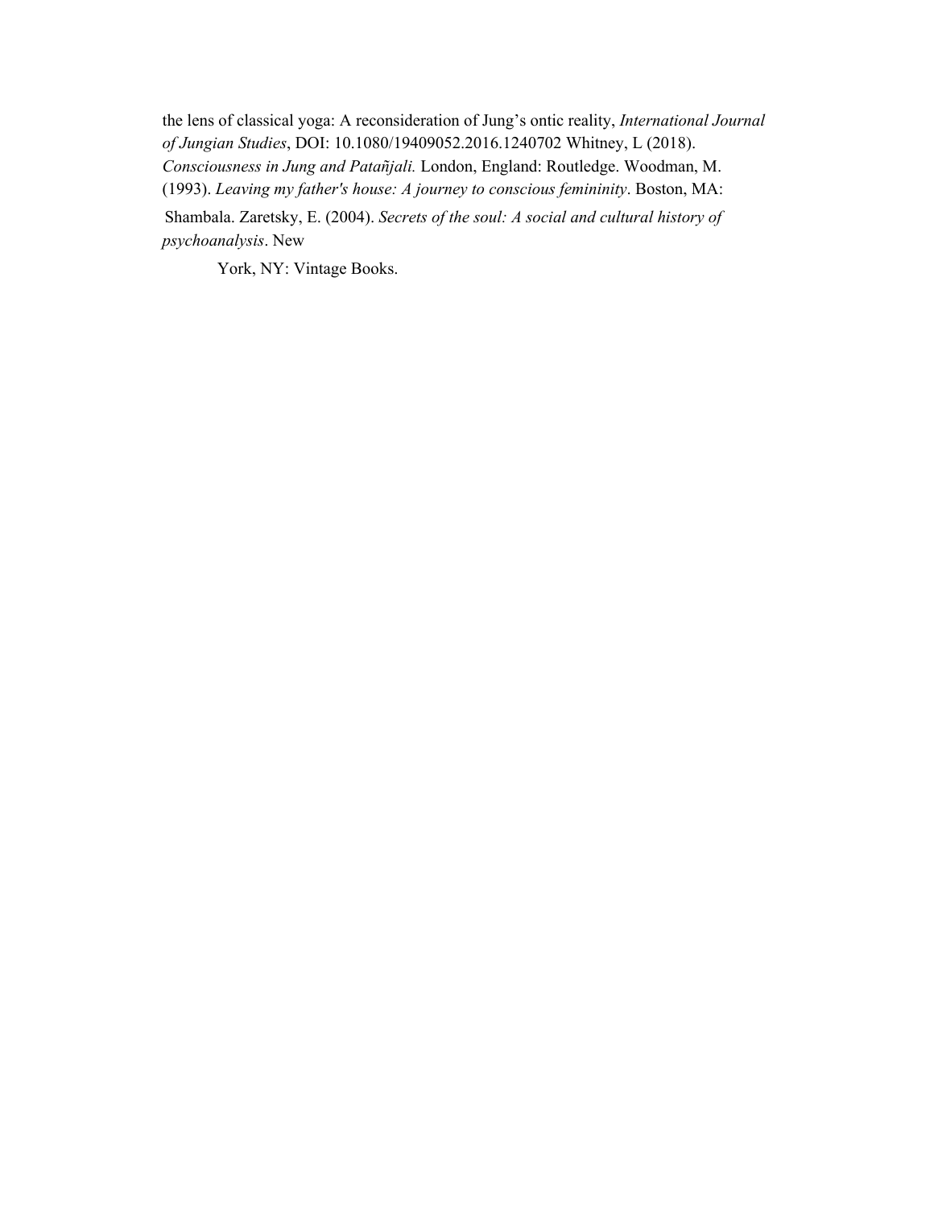the lens of classical yoga: A reconsideration of Jung's ontic reality, *International Journal of Jungian Studies*, DOI: 10.1080/19409052.2016.1240702 Whitney, L (2018). *Consciousness in Jung and Patañjali.* London, England: Routledge. Woodman, M. (1993). *Leaving my father's house: A journey to conscious femininity*. Boston, MA: Shambala. Zaretsky, E. (2004). *Secrets of the soul: A social and cultural history of psychoanalysis*. New York, NY: Vintage Books.